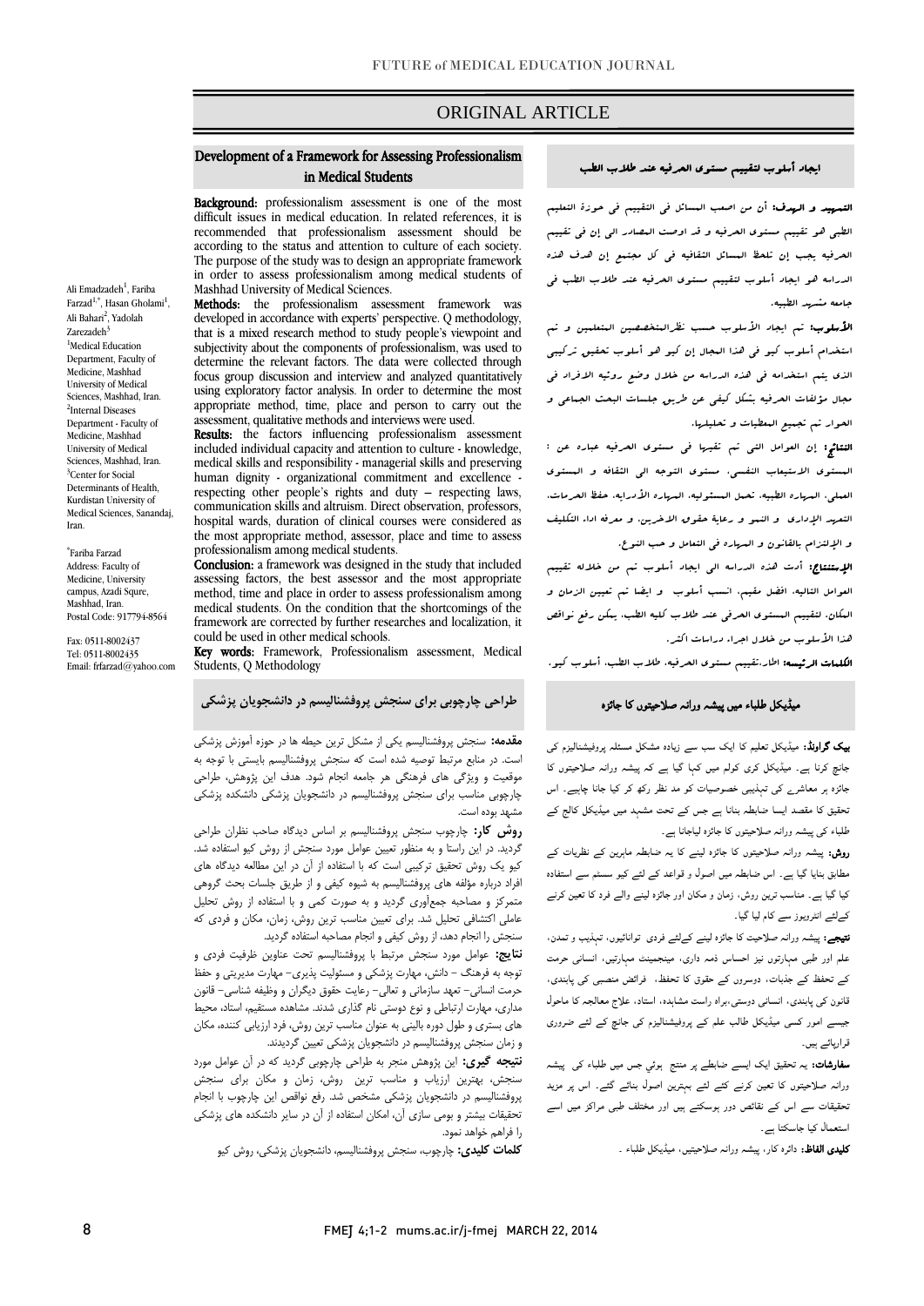ORIGINAL ARTICLE

# Development of a Framework for Assessing Professionalism in Medical Students

**Background:** professionalism assessment is one of the most difficult issues in medical education. In related references, it is recommended that professionalism assessment should be according to the status and attention to culture of each society. The purpose of the study was to design an appropriate framework in order to assess professionalism among medical students of Mashhad University of Medical Sciences.

**Methods:** the professionalism assessment framework was developed in accordance with experts' perspective. Q methodology, that is a mixed research method to study people's viewpoint and subjectivity about the components of professionalism, was used to determine the relevant factors. The data were collected through focus group discussion and interview and analyzed quantitatively using exploratory factor analysis. In order to determine the most appropriate method, time, place and person to carry out the assessment, qualitative methods and interviews were used.

**Results:** the factors influencing professionalism assessment included individual capacity and attention to culture - knowledge, medical skills and responsibility - managerial skills and preserving human dignity - organizational commitment and excellence - respecting other people's rights and duty – respecting laws, communication skills and altruism. Direct observation, professors, hospital wards, duration of clinical courses were considered as the most appropriate method, assessor, place and time to assess professionalism among medical students.

**Conclusion:** a framework was designed in the study that included assessing factors, the best assessor and the most appropriate method, time and place in order to assess professionalism among medical students. On the condition that the shortcomings of the framework are corrected by further researches and localization, it could be used in other medical schools.

**Key words:** Framework, Professionalism assessment, Medical Students, Q Methodology

Ali Emadzadeh[1], Fariba Farzad[1,*], Hasan Gholami[1], Ali Bahari[2], Yadolah Zarezadeh[3]

[1]Medical Education Department, Faculty of Medicine, Mashhad University of Medical Sciences, Mashhad, Iran.
[2]Internal Diseases Department - Faculty of Medicine, Mashhad University of Medical Sciences, Mashhad, Iran.
[3]Center for Social Determinants of Health, Kurdistan University of Medical Sciences, Sanandaj, Iran.

*Fariba Farzad
Address: Faculty of Medicine, University campus, Azadi Squre, Mashhad, Iran.
Postal Code: 917794-8564

Fax: 0511-8002437
Tel: 0511-8002435
Email: frfarzad@yahoo.com

## ایجاد أسلوب لتقییم مستوی الحرفیه عند طلاب الطب

**التمهید و الهدف:** أن من اصعب المسائل فی التقییم فی حوزة التعلیم الطبی هو تقییم مستوی الحرفیه و قد اوصت المصادر الی إن فی تقییم الحرفیه یجب إن تلحظ المسائل الثقافیه فی کل مجتمع إن هدف هذه الدراسه هو ایجاد أسلوب لتقییم مستوی الحرفیه عند طلاب الطب فی جامعه مشهد الطبیه.

**الأسلوب:** تم ایجاد الأسلوب حسب نظرالمتخصصین المتعلمین و تم استخدام أسلوب کیو فی هذا المجال إن کیو هو أسلوب تحقیق ترکیبی الذی یتم استخدامه فی هذه الدراسه من خلال وضع رؤیه الافراد فی مجال مؤلفات الحرفیه بشکل کیفی عن طریق جلسات البحث الجماعی و الحوار تم تجمیع المعطیات و تحلیلها.

**النتائج:** إن العوامل التی تم تقییمها فی مستوی الحرفیه عباره عن : المستوی الاستیعاب النفسی، مستوی التوجه الی الثقافه و المستوی العلمی، المهاره الطبیه، تحمل المسئولیه، المهاره الأدرایه، حفظ الحرمات، التعهد الإداری و النمو و رعایة حقوق الاخرین، و معرفه اداء التکلیف و الإلتزام بالقانون و المهاره فی التعامل و حب النوع.

**الإستنتاج:** أدت هذه الدراسه الی ایجاد أسلوب تم من خلاله تقییم العوامل التالیه، افضل مقیم، انسب أسلوب و ایضا تم تعیین الزمان و المکان، لتقییم المستوی الحرفی عند طلاب کلیه الطب، یمکن رفع نواقص هذا الأسلوب من خلال اجراء دراسات اکثر.

**الکلمات الرئیسه:** اطار،تقییم مستوی الحرفیه، طلاب الطب، أسلوب کیو.

## طراحی چارچوبی برای سنجش پروفشنالیسم در دانشجویان پزشکی

**مقدمه:** سنجش پروفشنالیسم یکی از مشکل ترین حیطه ها در حوزه آموزش پزشکی است. در منابع مرتبط توصیه شده است که سنجش پروفشنالیسم بایستی با توجه به موقعیت و ویژگی های فرهنگی هر جامعه انجام شود. هدف این پژوهش، طراحی چارچوبی مناسب برای سنجش پروفشنالیسم در دانشجویان پزشکی دانشکده پزشکی مشهد بوده است.

**روش کار:** چارچوب سنجش پروفشنالیسم بر اساس دیدگاه صاحب نظران طراحی گردید. در این راستا و به منظور تعیین عوامل مورد سنجش از روش کیو استفاده شد. کیو یک روش تحقیق ترکیبی است که با استفاده از آن در این مطالعه دیدگاه های افراد درباره مؤلفه های پروفشنالیسم به شیوه کیفی و از طریق جلسات بحث گروهی متمرکز و مصاحبه جمع‌آوری گردید و به صورت کمی و با استفاده از روش تحلیل عاملی اکتشافی تحلیل شد. برای تعیین مناسب ترین روش، زمان، مکان و فردی که سنجش را انجام دهد، از روش کیفی و انجام مصاحبه استفاده گردید.

**نتایج:** عوامل مورد سنجش مرتبط با پروفشنالیسم تحت عناوین ظرفیت فردی و توجه به فرهنگ – دانش، مهارت پزشکی و مسئولیت پذیری– مهارت مدیریتی و حفظ حرمت انسانی– تعهد سازمانی و تعالی– رعایت حقوق دیگران و وظیفه شناسی– قانون مداری، مهارت ارتباطی و نوع دوستی نام گذاری شدند. مشاهده مستقیم، استاد، محیط های بستری و طول دوره بالینی به عنوان مناسب ترین روش، فرد ارزیابی کننده، مکان و زمان سنجش پروفشنالیسم در دانشجویان پزشکی تعیین گردیدند.

**نتیجه گیری:** این پژوهش منجر به طراحی چارچوبی گردید که در آن عوامل مورد سنجش، بهترین ارزیاب و مناسب ترین روش، زمان و مکان برای سنجش پروفشنالیسم در دانشجویان پزشکی مشخص شد. رفع نواقص این چارچوب با انجام تحقیقات بیشتر و بومی سازی آن، امکان استفاده از آن در سایر دانشکده های پزشکی را فراهم خواهد نمود.

**کلمات کلیدی:** چارچوب، سنجش پروفشنالیسم، دانشجویان پزشکی، روش کیو

## میڈیکل طلباء میں پیشہ ورانہ صلاحیتوں کا جائزہ

**بیک گراونڈ:** میڈیکل تعلیم کا ایک سب سے زیادہ مشکل مسئلہ پروفیشنالیزم کی جانچ کرنا ہے۔ میڈیکل کری کولم میں کہا گیا ہے کہ پیشہ ورانہ صلاحیتوں کا جائزہ ہر معاشرے کی تہذیبی خصوصیات کو مد نظر رکھ کر کیا جانا چاہیے۔ اس تحقیق کا مقصد ایسا ضابطہ بنانا ہے جس کے تحت مشہد میں میڈیکل کالج کے طلباء کی پیشہ ورانہ صلاحیتوں کا جائزہ لیاجانا ہے۔

**روش:** پیشہ ورانہ صلاحیتوں کا جائزہ لینے کا یہ ضابطہ ماہرین کے نظریات کے مطابق بنایا گیا ہے۔ اس ضابطہ میں اصول و قواعد کے لئے کیو سسٹم سے استفادہ کیا گیا ہے۔ مناسب ترین روش، زمان و مکان اور جائزہ لینے والے فرد کا تعین کرنے کےلئے انٹرویوز سے کام لیا گیا۔

**نتیجے:** پیشہ ورانہ صلاحیت کا جائزہ لینے کےلئے فردی توانائیوں، تہذیب و تمدن، علم اور طبی مہارتوں نیز احساس ذمہ داری، مینجمینٹ مہارتیں، انسانی حرمت کے تحفظ کے جذبات، دوسروں کے حقوق کا تحفظ، فرائض منصبی کی پابندی، قانون کی پابندی، انسانی دوستی،براہ راست مشاہدہ، استاد، علاج معالجہ کا ماحول جیسے امور کسی میڈیکل طالب علم کے پروفیشنالیزم کی جانچ کے لئے ضروری قرارپائے ہیں۔

**سفارشات:** یہ تحقیق ایک ایسے ضابطے پر منتج ہوئي جس میں طلباء کی پیشہ ورانہ صلاحیتوں کا تعین کرنے کے لئے بہترین اصول بنائے گئے۔ اس پر مزید تحقیقات سے اس کے نقائص دور ہوسکتے ہیں اور مختلف طبی مراکز میں اسے استعمال کیا جاسکتا ہے۔

**کلیدی الفاظ:** دائرہ کار، پیشہ ورانہ صلاحیتیں، میڈیکل طلباء ۔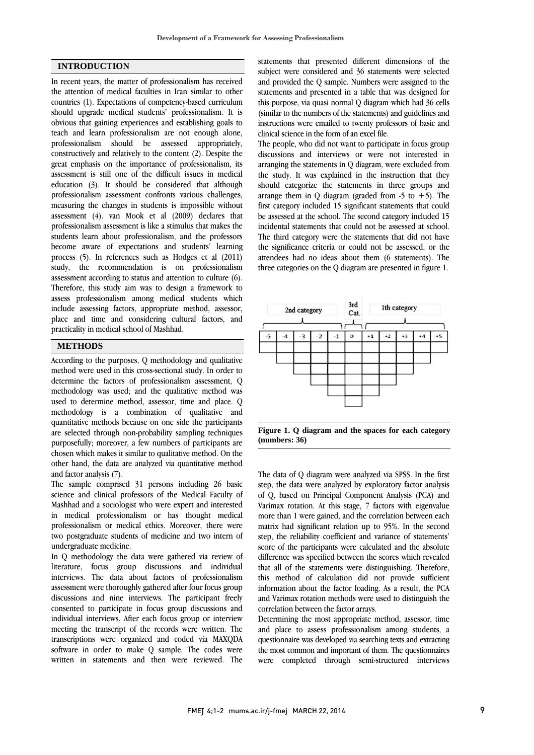## INTRODUCTION

In recent years, the matter of professionalism has received the attention of medical faculties in Iran similar to other countries (1). Expectations of competency-based curriculum should upgrade medical students' professionalism. It is obvious that gaining experiences and establishing goals to teach and learn professionalism are not enough alone, professionalism should be assessed appropriately, constructively and relatively to the content (2). Despite the great emphasis on the importance of professionalism, its assessment is still one of the difficult issues in medical education (3). It should be considered that although professionalism assessment confronts various challenges, measuring the changes in students is impossible without assessment (4). van Mook et al (2009) declares that professionalism assessment is like a stimulus that makes the students learn about professionalism, and the professors become aware of expectations and students' learning process (5). In references such as Hodges et al (2011) study, the recommendation is on professionalism assessment according to status and attention to culture (6). Therefore, this study aim was to design a framework to assess professionalism among medical students which include assessing factors, appropriate method, assessor, place and time and considering cultural factors, and practicality in medical school of Mashhad.

## METHODS

According to the purposes, Q methodology and qualitative method were used in this cross-sectional study. In order to determine the factors of professionalism assessment, Q methodology was used; and the qualitative method was used to determine method, assessor, time and place. Q methodology is a combination of qualitative and quantitative methods because on one side the participants are selected through non-probability sampling techniques purposefully; moreover, a few numbers of participants are chosen which makes it similar to qualitative method. On the other hand, the data are analyzed via quantitative method and factor analysis (7).

The sample comprised 31 persons including 26 basic science and clinical professors of the Medical Faculty of Mashhad and a sociologist who were expert and interested in medical professionalism or has thought medical professionalism or medical ethics. Moreover, there were two postgraduate students of medicine and two intern of undergraduate medicine.

In Q methodology the data were gathered via review of literature, focus group discussions and individual interviews. The data about factors of professionalism assessment were thoroughly gathered after four focus group discussions and nine interviews. The participant freely consented to participate in focus group discussions and individual interviews. After each focus group or interview meeting the transcript of the records were written. The transcriptions were organized and coded via MAXQDA software in order to make Q sample. The codes were written in statements and then were reviewed. The statements that presented different dimensions of the subject were considered and 36 statements were selected and provided the Q sample. Numbers were assigned to the statements and presented in a table that was designed for this purpose, via quasi normal Q diagram which had 36 cells (similar to the numbers of the statements) and guidelines and instructions were emailed to twenty professors of basic and clinical science in the form of an excel file.

The people, who did not want to participate in focus group discussions and interviews or were not interested in arranging the statements in Q diagram, were excluded from the study. It was explained in the instruction that they should categorize the statements in three groups and arrange them in Q diagram (graded from -5 to +5). The first category included 15 significant statements that could be assessed at the school. The second category included 15 incidental statements that could not be assessed at school. The third category were the statements that did not have the significance criteria or could not be assessed, or the attendees had no ideas about them (6 statements). The three categories on the Q diagram are presented in figure 1.

| 2nd category | | | | | 3rd Cat. | 1th category | | | | |
|---|---|---|---|---|---|---|---|---|---|---|
| -5 | -4 | -3 | -2 | -1 | 0 | +1 | +2 | +3 | +4 | +5 |
| | | | | | | | | | | |
| | | | | | | | | | | |
| | | | | | | | | | | |
| | | | | | | | | | | |
| | | | | | | | | | | |
| | | | | | | | | | | |

**Figure 1. Q diagram and the spaces for each category (numbers: 36)**

The data of Q diagram were analyzed via SPSS. In the first step, the data were analyzed by exploratory factor analysis of Q, based on Principal Component Analysis (PCA) and Varimax rotation. At this stage, 7 factors with eigenvalue more than 1 were gained, and the correlation between each matrix had significant relation up to 95%. In the second step, the reliability coefficient and variance of statements' score of the participants were calculated and the absolute difference was specified between the scores which revealed that all of the statements were distinguishing. Therefore, this method of calculation did not provide sufficient information about the factor loading. As a result, the PCA and Varimax rotation methods were used to distinguish the correlation between the factor arrays.

Determining the most appropriate method, assessor, time and place to assess professionalism among students, a questionnaire was developed via searching texts and extracting the most common and important of them. The questionnaires were completed through semi-structured interviews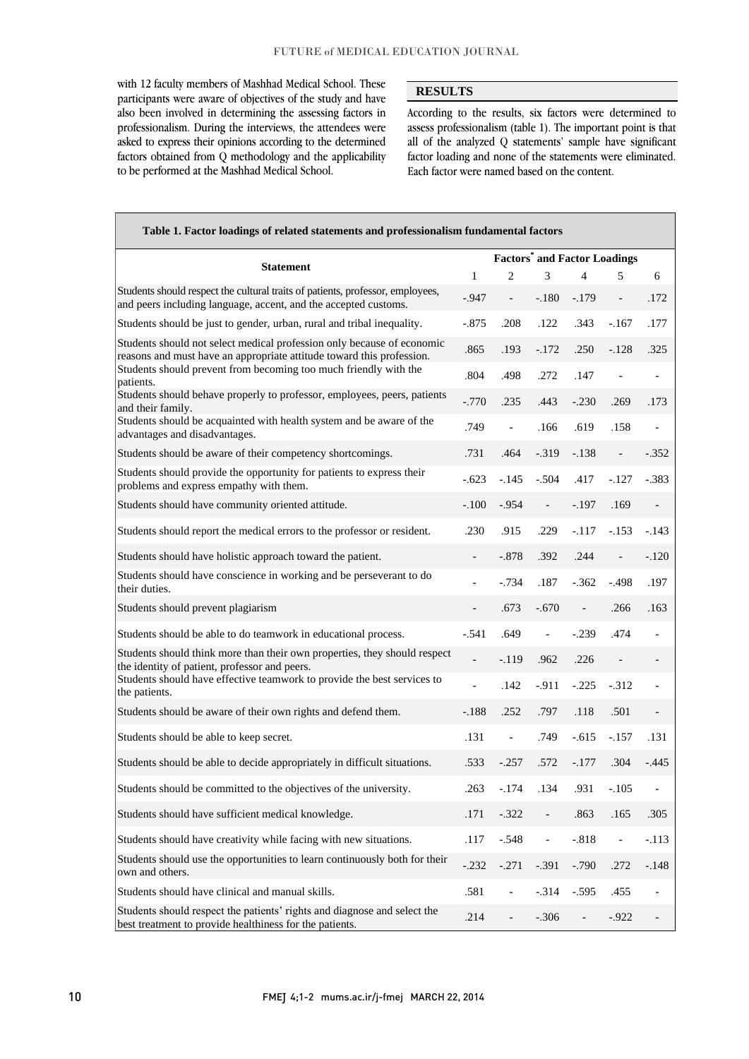with 12 faculty members of Mashhad Medical School. These participants were aware of objectives of the study and have also been involved in determining the assessing factors in professionalism. During the interviews, the attendees were asked to express their opinions according to the determined factors obtained from Q methodology and the applicability to be performed at the Mashhad Medical School.

## RESULTS

According to the results, six factors were determined to assess professionalism (table 1). The important point is that all of the analyzed Q statements' sample have significant factor loading and none of the statements were eliminated. Each factor were named based on the content.

**Table 1. Factor loadings of related statements and professionalism fundamental factors**

| Statement | Factors* and Factor Loadings | | | | | |
|---|---|---|---|---|---|---|
| | 1 | 2 | 3 | 4 | 5 | 6 |
| Students should respect the cultural traits of patients, professor, employees, and peers including language, accent, and the accepted customs. | -.947 | - | -.180 | -.179 | - | .172 |
| Students should be just to gender, urban, rural and tribal inequality. | -.875 | .208 | .122 | .343 | -.167 | .177 |
| Students should not select medical profession only because of economic reasons and must have an appropriate attitude toward this profession. | .865 | .193 | -.172 | .250 | -.128 | .325 |
| Students should prevent from becoming too much friendly with the patients. | .804 | .498 | .272 | .147 | - | - |
| Students should behave properly to professor, employees, peers, patients and their family. | -.770 | .235 | .443 | -.230 | .269 | .173 |
| Students should be acquainted with health system and be aware of the advantages and disadvantages. | .749 | - | .166 | .619 | .158 | - |
| Students should be aware of their competency shortcomings. | .731 | .464 | -.319 | -.138 | - | -.352 |
| Students should provide the opportunity for patients to express their problems and express empathy with them. | -.623 | -.145 | -.504 | .417 | -.127 | -.383 |
| Students should have community oriented attitude. | -.100 | -.954 | - | -.197 | .169 | - |
| Students should report the medical errors to the professor or resident. | .230 | .915 | .229 | -.117 | -.153 | -.143 |
| Students should have holistic approach toward the patient. | - | -.878 | .392 | .244 | - | -.120 |
| Students should have conscience in working and be perseverant to do their duties. | - | -.734 | .187 | -.362 | -.498 | .197 |
| Students should prevent plagiarism | - | .673 | -.670 | - | .266 | .163 |
| Students should be able to do teamwork in educational process. | -.541 | .649 | - | -.239 | .474 | - |
| Students should think more than their own properties, they should respect the identity of patient, professor and peers. | - | -.119 | .962 | .226 | - | - |
| Students should have effective teamwork to provide the best services to the patients. | - | .142 | -.911 | -.225 | -.312 | - |
| Students should be aware of their own rights and defend them. | -.188 | .252 | .797 | .118 | .501 | - |
| Students should be able to keep secret. | .131 | - | .749 | -.615 | -.157 | .131 |
| Students should be able to decide appropriately in difficult situations. | .533 | -.257 | .572 | -.177 | .304 | -.445 |
| Students should be committed to the objectives of the university. | .263 | -.174 | .134 | .931 | -.105 | - |
| Students should have sufficient medical knowledge. | .171 | -.322 | - | .863 | .165 | .305 |
| Students should have creativity while facing with new situations. | .117 | -.548 | - | -.818 | - | -.113 |
| Students should use the opportunities to learn continuously both for their own and others. | -.232 | -.271 | -.391 | -.790 | .272 | -.148 |
| Students should have clinical and manual skills. | .581 | - | -.314 | -.595 | .455 | - |
| Students should respect the patients' rights and diagnose and select the best treatment to provide healthiness for the patients. | .214 | - | -.306 | - | -.922 | - |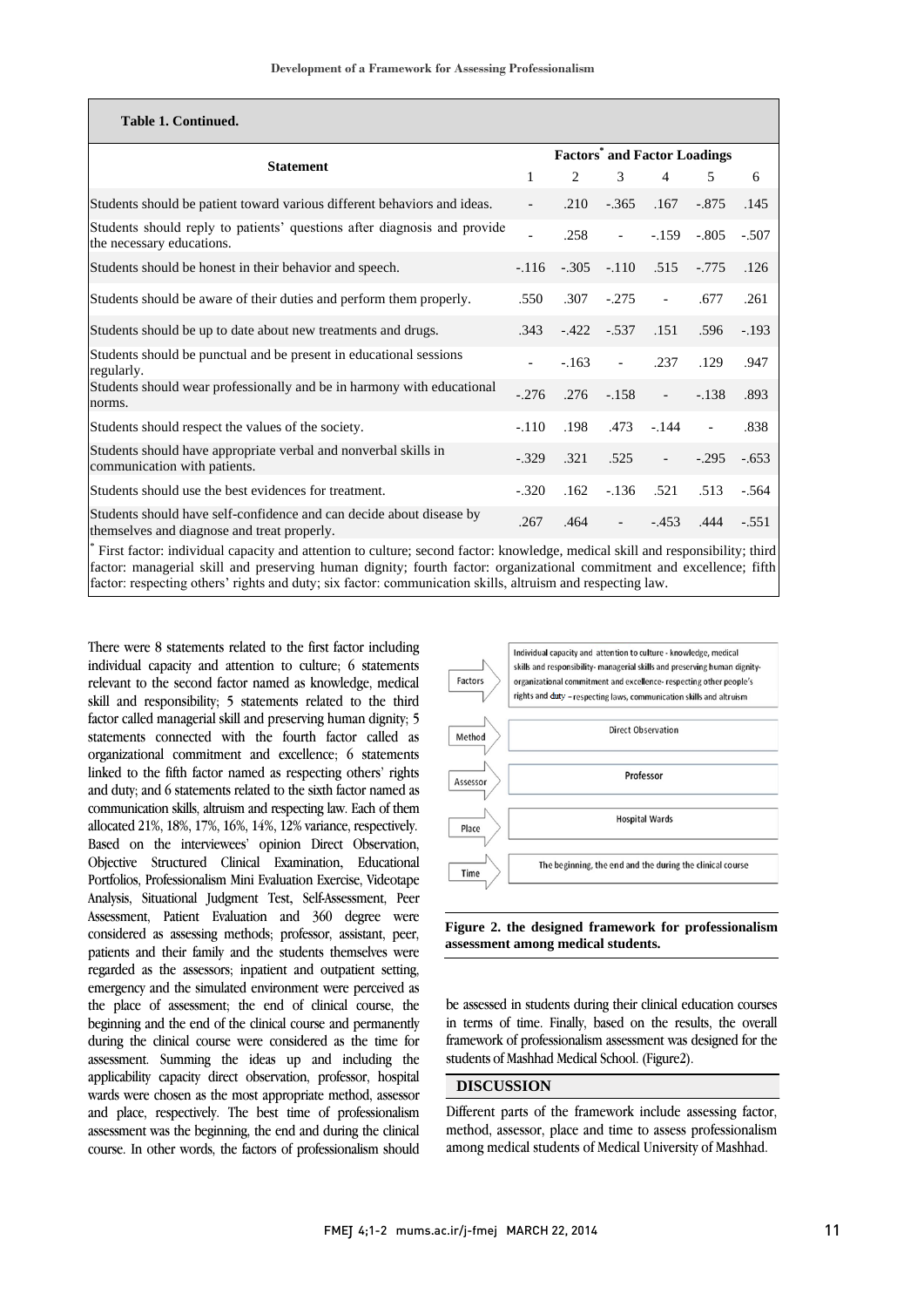**Table 1. Continued.**

| Statement | Factors* and Factor Loadings | | | | | |
|---|---|---|---|---|---|---|
| | 1 | 2 | 3 | 4 | 5 | 6 |
| Students should be patient toward various different behaviors and ideas. | - | .210 | -.365 | .167 | -.875 | .145 |
| Students should reply to patients' questions after diagnosis and provide the necessary educations. | - | .258 | - | -.159 | -.805 | -.507 |
| Students should be honest in their behavior and speech. | -.116 | -.305 | -.110 | .515 | -.775 | .126 |
| Students should be aware of their duties and perform them properly. | .550 | .307 | -.275 | - | .677 | .261 |
| Students should be up to date about new treatments and drugs. | .343 | -.422 | -.537 | .151 | .596 | -.193 |
| Students should be punctual and be present in educational sessions regularly. | - | -.163 | - | .237 | .129 | .947 |
| Students should wear professionally and be in harmony with educational norms. | -.276 | .276 | -.158 | - | -.138 | .893 |
| Students should respect the values of the society. | -.110 | .198 | .473 | -.144 | - | .838 |
| Students should have appropriate verbal and nonverbal skills in communication with patients. | -.329 | .321 | .525 | - | -.295 | -.653 |
| Students should use the best evidences for treatment. | -.320 | .162 | -.136 | .521 | .513 | -.564 |
| Students should have self-confidence and can decide about disease by themselves and diagnose and treat properly. | .267 | .464 | - | -.453 | .444 | -.551 |

* First factor: individual capacity and attention to culture; second factor: knowledge, medical skill and responsibility; third factor: managerial skill and preserving human dignity; fourth factor: organizational commitment and excellence; fifth factor: respecting others' rights and duty; six factor: communication skills, altruism and respecting law.

There were 8 statements related to the first factor including individual capacity and attention to culture; 6 statements relevant to the second factor named as knowledge, medical skill and responsibility; 5 statements related to the third factor called managerial skill and preserving human dignity; 5 statements connected with the fourth factor called as organizational commitment and excellence; 6 statements linked to the fifth factor named as respecting others' rights and duty; and 6 statements related to the sixth factor named as communication skills, altruism and respecting law. Each of them allocated 21%, 18%, 17%, 16%, 14%, 12% variance, respectively. Based on the interviewees' opinion Direct Observation, Objective Structured Clinical Examination, Educational Portfolios, Professionalism Mini Evaluation Exercise, Videotape Analysis, Situational Judgment Test, Self-Assessment, Peer Assessment, Patient Evaluation and 360 degree were considered as assessing methods; professor, assistant, peer, patients and their family and the students themselves were regarded as the assessors; inpatient and outpatient setting, emergency and the simulated environment were perceived as the place of assessment; the end of clinical course, the beginning and the end of the clinical course and permanently during the clinical course were considered as the time for assessment. Summing the ideas up and including the applicability capacity direct observation, professor, hospital wards were chosen as the most appropriate method, assessor and place, respectively. The best time of professionalism assessment was the beginning, the end and during the clinical course. In other words, the factors of professionalism should be assessed in students during their clinical education courses in terms of time. Finally, based on the results, the overall framework of professionalism assessment was designed for the students of Mashhad Medical School. (Figure2).

| | |
|---|---|
| Factors | Individual capacity and attention to culture - knowledge, medical skills and responsibility- managerial skills and preserving human dignity- organizational commitment and excellence- respecting other people's rights and duty – respecting laws, communication skills and altruism |
| Method | Direct Observation |
| Assessor | Professor |
| Place | Hospital Wards |
| Time | The beginning, the end and the during the clinical course |

**Figure 2. the designed framework for professionalism assessment among medical students.**

## DISCUSSION

Different parts of the framework include assessing factor, method, assessor, place and time to assess professionalism among medical students of Medical University of Mashhad.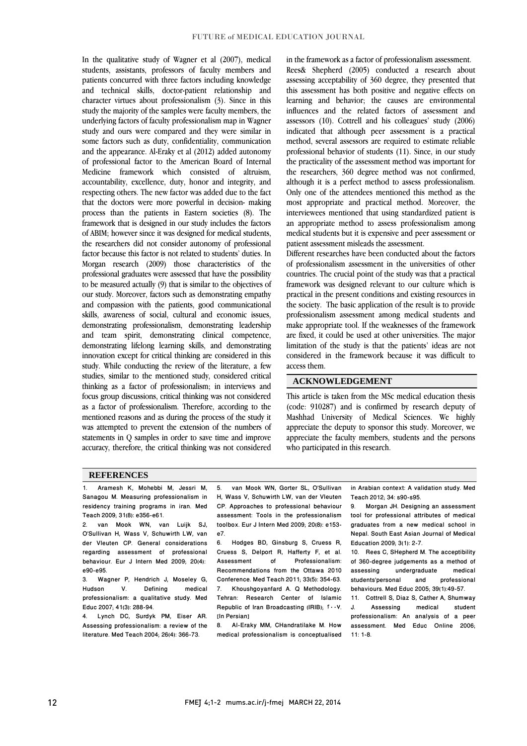In the qualitative study of Wagner et al (2007), medical students, assistants, professors of faculty members and patients concurred with three factors including knowledge and technical skills, doctor-patient relationship and character virtues about professionalism (3). Since in this study the majority of the samples were faculty members, the underlying factors of faculty professionalism map in Wagner study and ours were compared and they were similar in some factors such as duty, confidentiality, communication and the appearance. Al-Eraky et al (2012) added autonomy of professional factor to the American Board of Internal Medicine framework which consisted of altruism, accountability, excellence, duty, honor and integrity, and respecting others. The new factor was added due to the fact that the doctors were more powerful in decision- making process than the patients in Eastern societies (8). The framework that is designed in our study includes the factors of ABIM; however since it was designed for medical students, the researchers did not consider autonomy of professional factor because this factor is not related to students' duties. In Morgan research (2009) those characteristics of the professional graduates were assessed that have the possibility to be measured actually (9) that is similar to the objectives of our study. Moreover, factors such as demonstrating empathy and compassion with the patients, good communicational skills, awareness of social, cultural and economic issues, demonstrating professionalism, demonstrating leadership and team spirit, demonstrating clinical competence, demonstrating lifelong learning skills, and demonstrating innovation except for critical thinking are considered in this study. While conducting the review of the literature, a few studies, similar to the mentioned study, considered critical thinking as a factor of professionalism; in interviews and focus group discussions, critical thinking was not considered as a factor of professionalism. Therefore, according to the mentioned reasons and as during the process of the study it was attempted to prevent the extension of the numbers of statements in Q samples in order to save time and improve accuracy, therefore, the critical thinking was not considered in the framework as a factor of professionalism assessment.

Rees& Shepherd (2005) conducted a research about assessing acceptability of 360 degree, they presented that this assessment has both positive and negative effects on learning and behavior; the causes are environmental influences and the related factors of assessment and assessors (10). Cottrell and his colleagues' study (2006) indicated that although peer assessment is a practical method, several assessors are required to estimate reliable professional behavior of students (11). Since, in our study the practicality of the assessment method was important for the researchers, 360 degree method was not confirmed, although it is a perfect method to assess professionalism. Only one of the attendees mentioned this method as the most appropriate and practical method. Moreover, the interviewees mentioned that using standardized patient is an appropriate method to assess professionalism among medical students but it is expensive and peer assessment or patient assessment misleads the assessment.

Different researches have been conducted about the factors of professionalism assessment in the universities of other countries. The crucial point of the study was that a practical framework was designed relevant to our culture which is practical in the present conditions and existing resources in the society. The basic application of the result is to provide professionalism assessment among medical students and make appropriate tool. If the weaknesses of the framework are fixed, it could be used at other universities. The major limitation of the study is that the patients' ideas are not considered in the framework because it was difficult to access them.

## ACKNOWLEDGEMENT

This article is taken from the MSc medical education thesis (code: 910287) and is confirmed by research deputy of Mashhad University of Medical Sciences. We highly appreciate the deputy to sponsor this study. Moreover, we appreciate the faculty members, students and the persons who participated in this research.

## REFERENCES

1. Aramesh K, Mohebbi M, Jessri M, Sanagou M. Measuring professionalism in residency training programs in iran. Med Teach 2009; 31(8): e356-e61.
2. van Mook WN, van Luijk SJ, O'Sullivan H, Wass V, Schuwirth LW, van der Vleuten CP. General considerations regarding assessment of professional behaviour. Eur J Intern Med 2009; 20(4): e90-e95.
3. Wagner P, Hendrich J, Moseley G, Hudson V. Defining medical professionalism: a qualitative study. Med Educ 2007; 41(3): 288-94.
4. Lynch DC, Surdyk PM, Eiser AR. Assessing professionalism: a review of the literature. Med Teach 2004; 26(4): 366-73.
5. van Mook WN, Gorter SL, O'Sullivan H, Wass V, Schuwirth LW, van der Vleuten CP. Approaches to professional behaviour assessment: Tools in the professionalism toolbox. Eur J Intern Med 2009; 20(8): e153-e7.
6. Hodges BD, Ginsburg S, Cruess R, Cruess S, Delport R, Hafferty F, et al. Assessment of Professionalism: Recommendations from the Ottawa 2010 Conference. Med Teach 2011; 33(5): 354-63.
7. Khoushgoyanfard A. Q Methodology. Tehran: Research Center of Islamic Republic of Iran Broadcasting (IRIB); ۲۰۰۷. [In Persian]
8. Al-Eraky MM, CHandratilake M. How medical professionalism is conceptualised in Arabian context: A validation study. Med Teach 2012; 34: s90-s95.
9. Morgan JH. Designing an assessment tool for professional attributes of medical graduates from a new medical school in Nepal. South East Asian Journal of Medical Education 2009; 3(1): 2-7.
10. Rees C, SHepherd M. The acceptibility of 360-degree judgements as a method of assessing undergraduate medical students'personal and professional behaviours. Med Educ 2005; 39(1):49-57.
11. Cottrell S, Diaz S, Cather A, Shumway J. Assessing medical student professionalism: An analysis of a peer assessment. Med Educ Online 2006; 11: 1-8.